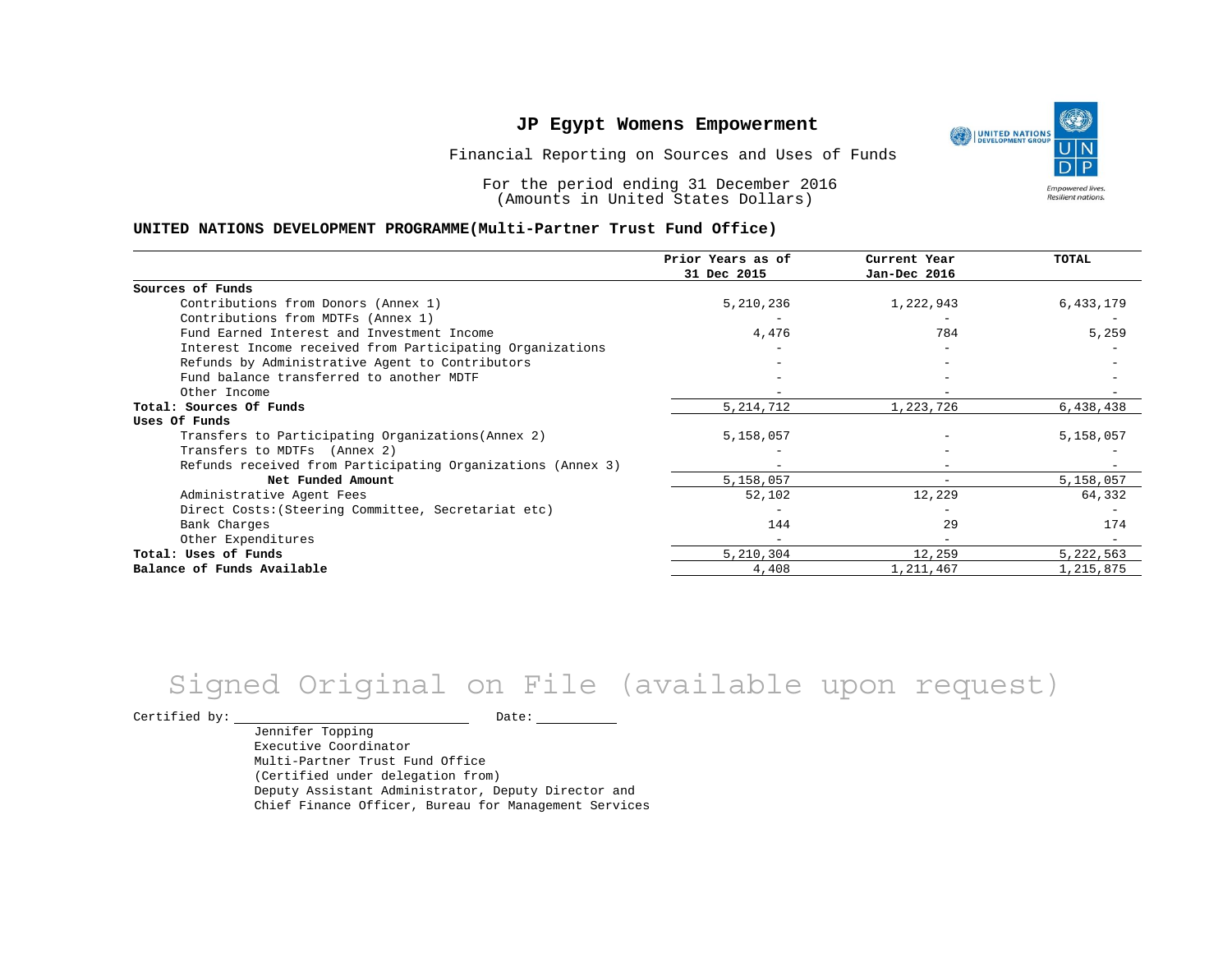# JP Egypt Womens Empowerment

Financial Reporting on Sources and Uses of Funds

For the period ending 31 December 2016
(Amounts in United States Dollars)

## UNITED NATIONS DEVELOPMENT PROGRAMME(Multi-Partner Trust Fund Office)

| | Prior Years as of 31 Dec 2015 | Current Year Jan-Dec 2016 | TOTAL |
|---|---|---|---|
| **Sources of Funds** | | | |
| Contributions from Donors (Annex 1) | 5,210,236 | 1,222,943 | 6,433,179 |
| Contributions from MDTFs (Annex 1) | - | - | - |
| Fund Earned Interest and Investment Income | 4,476 | 784 | 5,259 |
| Interest Income received from Participating Organizations | - | - | - |
| Refunds by Administrative Agent to Contributors | - | - | - |
| Fund balance transferred to another MDTF | - | - | - |
| Other Income | - | - | - |
| **Total: Sources Of Funds** | 5,214,712 | 1,223,726 | 6,438,438 |
| **Uses Of Funds** | | | |
| Transfers to Participating Organizations(Annex 2) | 5,158,057 | - | 5,158,057 |
| Transfers to MDTFs (Annex 2) | - | - | - |
| Refunds received from Participating Organizations (Annex 3) | - | - | - |
| **Net Funded Amount** | 5,158,057 | - | 5,158,057 |
| Administrative Agent Fees | 52,102 | 12,229 | 64,332 |
| Direct Costs:(Steering Committee, Secretariat etc) | - | - | - |
| Bank Charges | 144 | 29 | 174 |
| Other Expenditures | - | - | - |
| **Total: Uses of Funds** | 5,210,304 | 12,259 | 5,222,563 |
| **Balance of Funds Available** | 4,408 | 1,211,467 | 1,215,875 |

Signed Original on File (available upon request)

Certified by: ______________________ Date: __________

Jennifer Topping
Executive Coordinator
Multi-Partner Trust Fund Office
(Certified under delegation from)
Deputy Assistant Administrator, Deputy Director and
Chief Finance Officer, Bureau for Management Services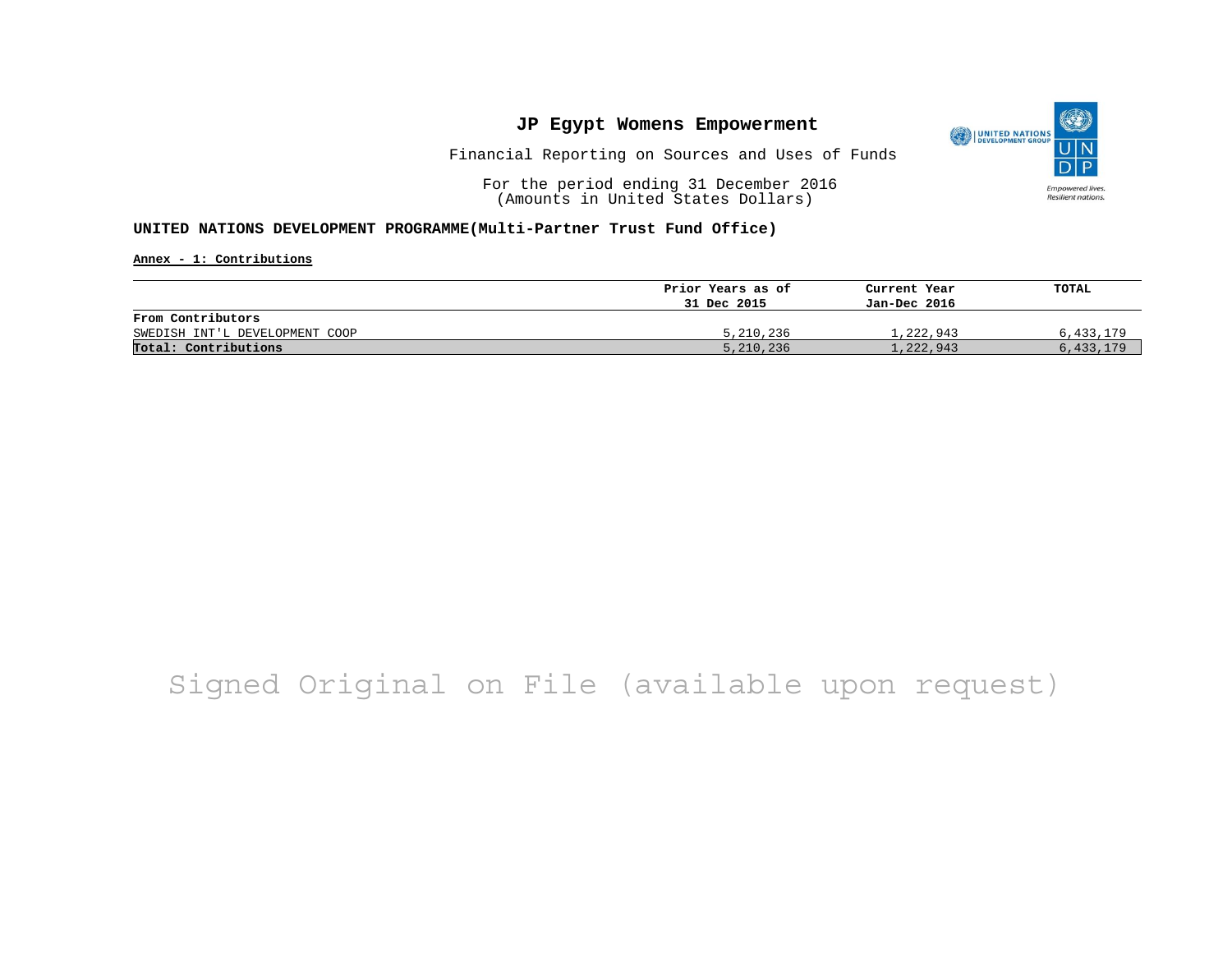# JP Egypt Womens Empowerment

Financial Reporting on Sources and Uses of Funds

For the period ending 31 December 2016
(Amounts in United States Dollars)

**UNITED NATIONS DEVELOPMENT PROGRAMME(Multi-Partner Trust Fund Office)**

**Annex - 1: Contributions**

| | Prior Years as of 31 Dec 2015 | Current Year Jan-Dec 2016 | TOTAL |
|---|---|---|---|
| **From Contributors** | | | |
| SWEDISH INT'L DEVELOPMENT COOP | 5,210,236 | 1,222,943 | 6,433,179 |
| **Total: Contributions** | 5,210,236 | 1,222,943 | 6,433,179 |

Signed Original on File (available upon request)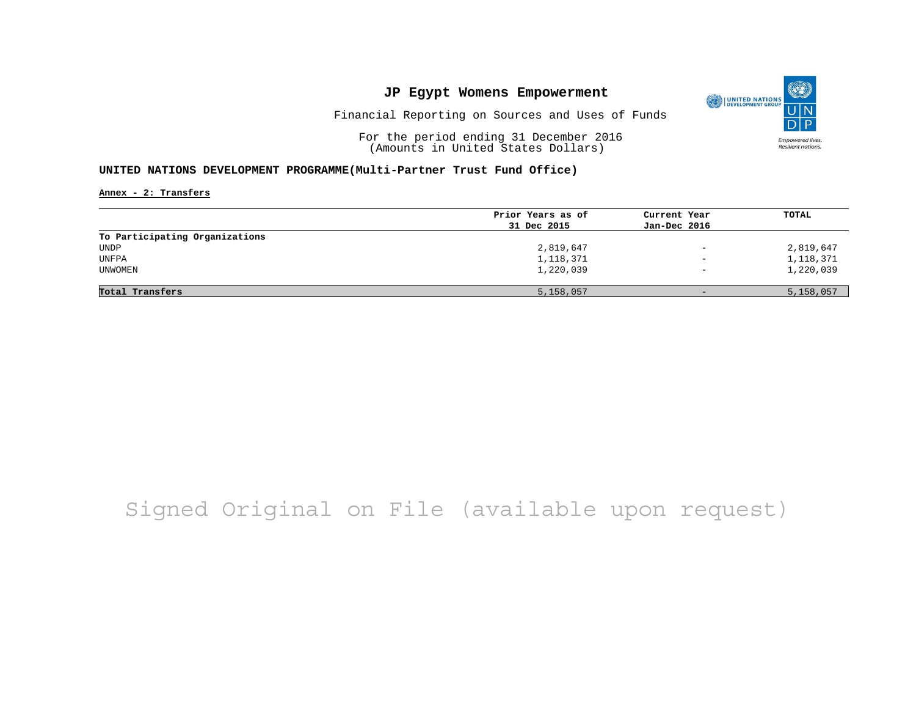# JP Egypt Womens Empowerment

Financial Reporting on Sources and Uses of Funds

For the period ending 31 December 2016
(Amounts in United States Dollars)

## UNITED NATIONS DEVELOPMENT PROGRAMME(Multi-Partner Trust Fund Office)

**Annex - 2: Transfers**

| | Prior Years as of 31 Dec 2015 | Current Year Jan-Dec 2016 | TOTAL |
|---|---|---|---|
| **To Participating Organizations** | | | |
| UNDP | 2,819,647 | - | 2,819,647 |
| UNFPA | 1,118,371 | - | 1,118,371 |
| UNWOMEN | 1,220,039 | - | 1,220,039 |
| **Total Transfers** | 5,158,057 | - | 5,158,057 |

Signed Original on File (available upon request)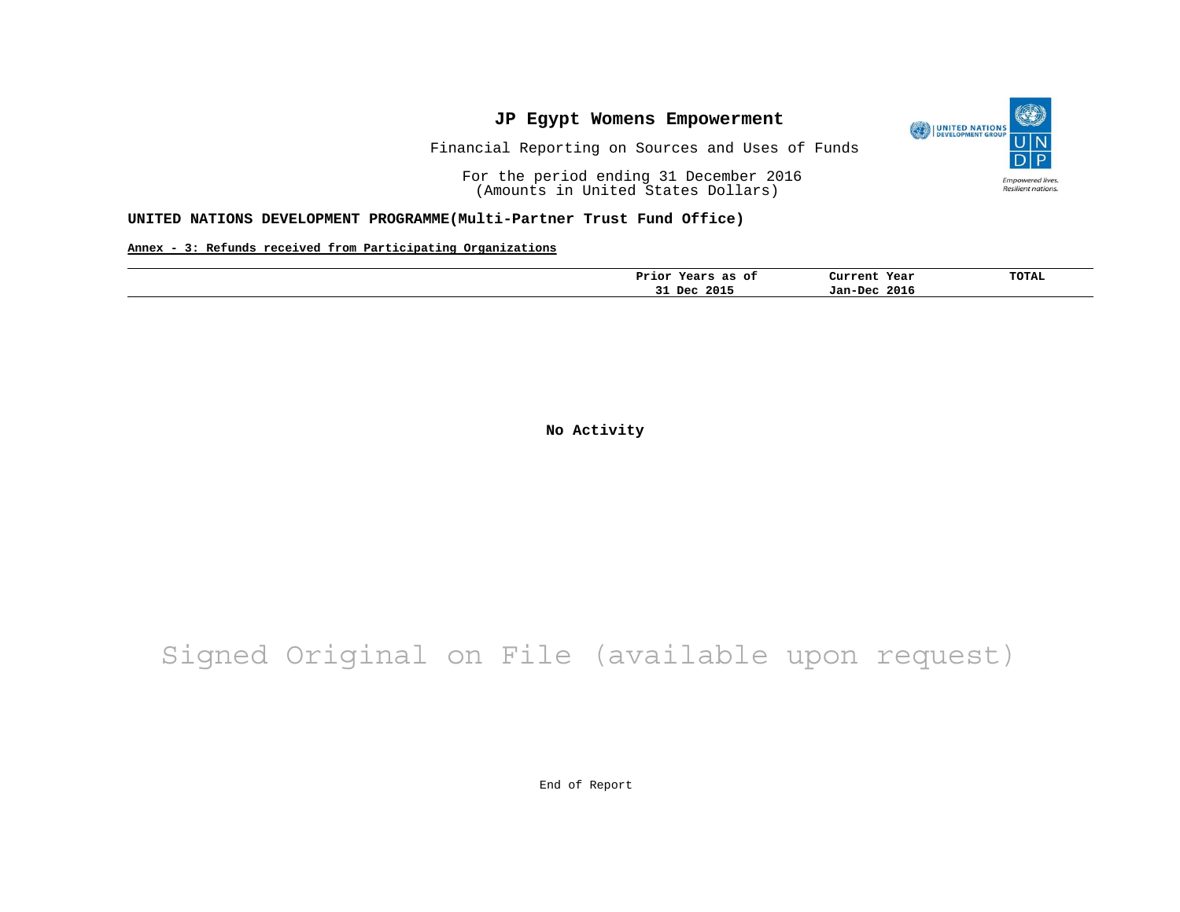# JP Egypt Womens Empowerment

Financial Reporting on Sources and Uses of Funds

For the period ending 31 December 2016
(Amounts in United States Dollars)

**UNITED NATIONS DEVELOPMENT PROGRAMME(Multi-Partner Trust Fund Office)**

**Annex - 3: Refunds received from Participating Organizations**

| | Prior Years as of 31 Dec 2015 | Current Year Jan-Dec 2016 | TOTAL |
|---|---|---|---|

**No Activity**

Signed Original on File (available upon request)

End of Report